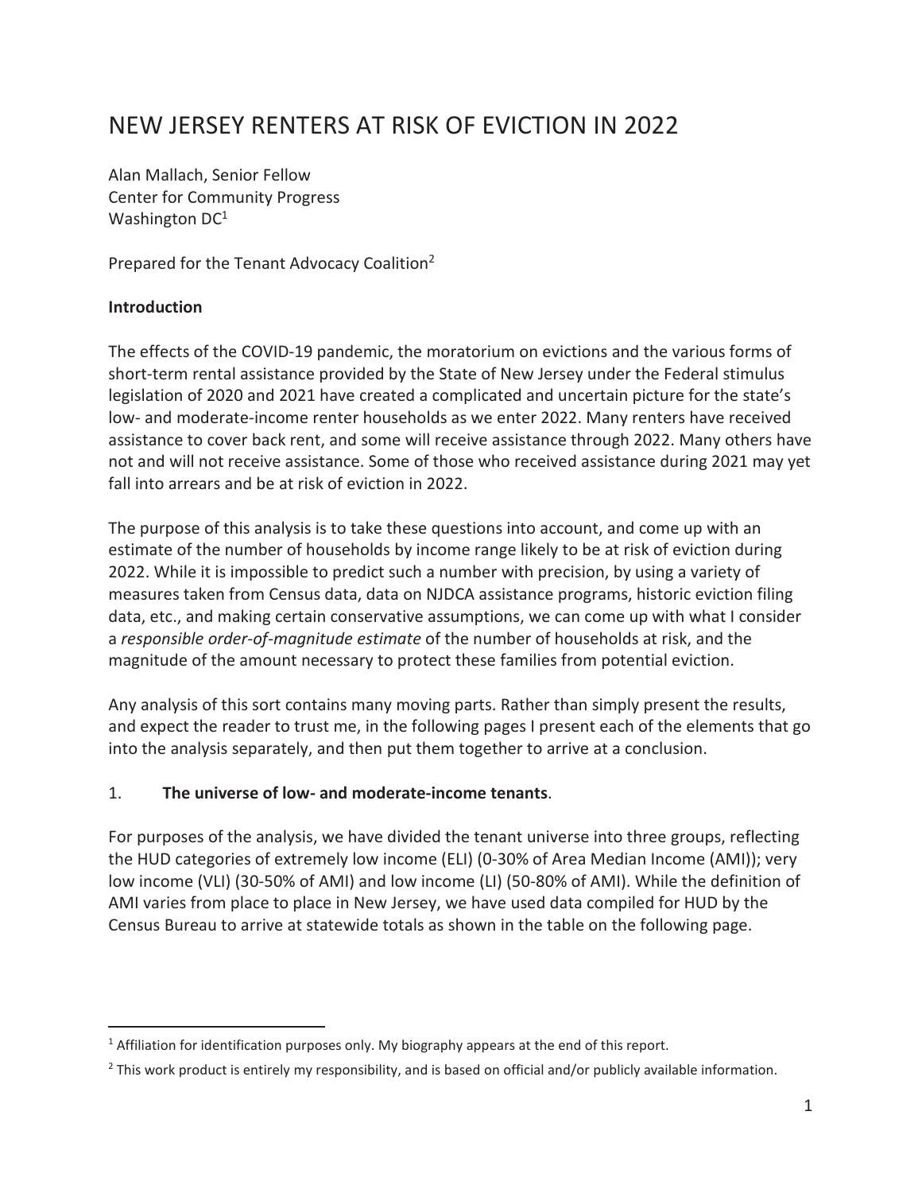# NEW JERSEY RENTERS AT RISK OF EVICTION IN 2022

Alan Mallach, Senior Fellow
Center for Community Progress
Washington DC[1]

Prepared for the Tenant Advocacy Coalition[2]

**Introduction**

The effects of the COVID-19 pandemic, the moratorium on evictions and the various forms of short-term rental assistance provided by the State of New Jersey under the Federal stimulus legislation of 2020 and 2021 have created a complicated and uncertain picture for the state's low- and moderate-income renter households as we enter 2022. Many renters have received assistance to cover back rent, and some will receive assistance through 2022. Many others have not and will not receive assistance. Some of those who received assistance during 2021 may yet fall into arrears and be at risk of eviction in 2022.

The purpose of this analysis is to take these questions into account, and come up with an estimate of the number of households by income range likely to be at risk of eviction during 2022. While it is impossible to predict such a number with precision, by using a variety of measures taken from Census data, data on NJDCA assistance programs, historic eviction filing data, etc., and making certain conservative assumptions, we can come up with what I consider a *responsible order-of-magnitude estimate* of the number of households at risk, and the magnitude of the amount necessary to protect these families from potential eviction.

Any analysis of this sort contains many moving parts. Rather than simply present the results, and expect the reader to trust me, in the following pages I present each of the elements that go into the analysis separately, and then put them together to arrive at a conclusion.

1. **The universe of low- and moderate-income tenants**.

For purposes of the analysis, we have divided the tenant universe into three groups, reflecting the HUD categories of extremely low income (ELI) (0-30% of Area Median Income (AMI)); very low income (VLI) (30-50% of AMI) and low income (LI) (50-80% of AMI). While the definition of AMI varies from place to place in New Jersey, we have used data compiled for HUD by the Census Bureau to arrive at statewide totals as shown in the table on the following page.

---

[1] Affiliation for identification purposes only. My biography appears at the end of this report.

[2] This work product is entirely my responsibility, and is based on official and/or publicly available information.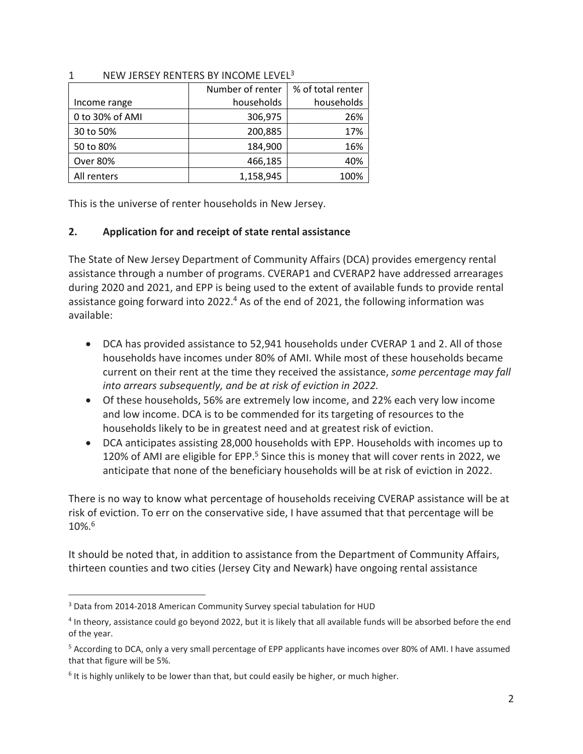1 NEW JERSEY RENTERS BY INCOME LEVEL[3]

| Income range | Number of renter households | % of total renter households |
|---|---|---|
| 0 to 30% of AMI | 306,975 | 26% |
| 30 to 50% | 200,885 | 17% |
| 50 to 80% | 184,900 | 16% |
| Over 80% | 466,185 | 40% |
| All renters | 1,158,945 | 100% |

This is the universe of renter households in New Jersey.

## 2. Application for and receipt of state rental assistance

The State of New Jersey Department of Community Affairs (DCA) provides emergency rental assistance through a number of programs. CVERAP1 and CVERAP2 have addressed arrearages during 2020 and 2021, and EPP is being used to the extent of available funds to provide rental assistance going forward into 2022.[4] As of the end of 2021, the following information was available:

- DCA has provided assistance to 52,941 households under CVERAP 1 and 2. All of those households have incomes under 80% of AMI. While most of these households became current on their rent at the time they received the assistance, *some percentage may fall into arrears subsequently, and be at risk of eviction in 2022.*
- Of these households, 56% are extremely low income, and 22% each very low income and low income. DCA is to be commended for its targeting of resources to the households likely to be in greatest need and at greatest risk of eviction.
- DCA anticipates assisting 28,000 households with EPP. Households with incomes up to 120% of AMI are eligible for EPP.[5] Since this is money that will cover rents in 2022, we anticipate that none of the beneficiary households will be at risk of eviction in 2022.

There is no way to know what percentage of households receiving CVERAP assistance will be at risk of eviction. To err on the conservative side, I have assumed that that percentage will be 10%.[6]

It should be noted that, in addition to assistance from the Department of Community Affairs, thirteen counties and two cities (Jersey City and Newark) have ongoing rental assistance

---

[3] Data from 2014-2018 American Community Survey special tabulation for HUD

[4] In theory, assistance could go beyond 2022, but it is likely that all available funds will be absorbed before the end of the year.

[5] According to DCA, only a very small percentage of EPP applicants have incomes over 80% of AMI. I have assumed that that figure will be 5%.

[6] It is highly unlikely to be lower than that, but could easily be higher, or much higher.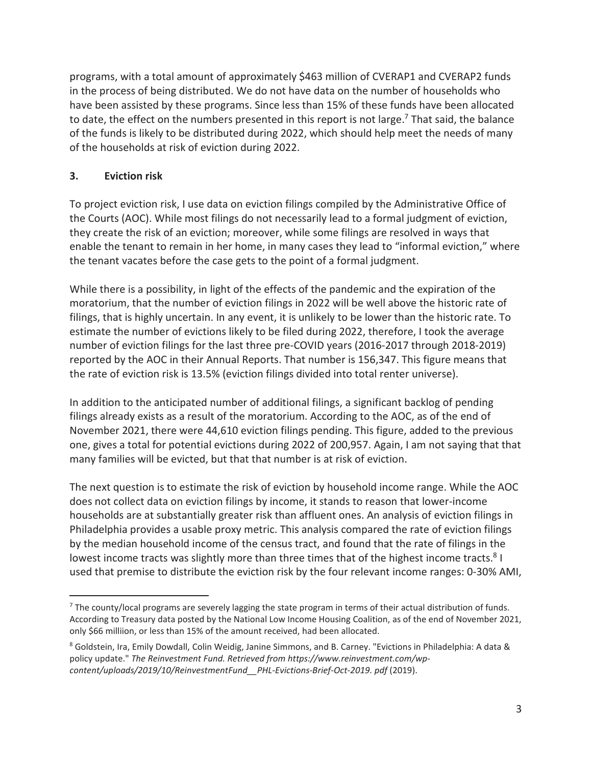programs, with a total amount of approximately $463 million of CVERAP1 and CVERAP2 funds in the process of being distributed. We do not have data on the number of households who have been assisted by these programs. Since less than 15% of these funds have been allocated to date, the effect on the numbers presented in this report is not large.[7] That said, the balance of the funds is likely to be distributed during 2022, which should help meet the needs of many of the households at risk of eviction during 2022.

## 3. Eviction risk

To project eviction risk, I use data on eviction filings compiled by the Administrative Office of the Courts (AOC). While most filings do not necessarily lead to a formal judgment of eviction, they create the risk of an eviction; moreover, while some filings are resolved in ways that enable the tenant to remain in her home, in many cases they lead to "informal eviction," where the tenant vacates before the case gets to the point of a formal judgment.

While there is a possibility, in light of the effects of the pandemic and the expiration of the moratorium, that the number of eviction filings in 2022 will be well above the historic rate of filings, that is highly uncertain. In any event, it is unlikely to be lower than the historic rate. To estimate the number of evictions likely to be filed during 2022, therefore, I took the average number of eviction filings for the last three pre-COVID years (2016-2017 through 2018-2019) reported by the AOC in their Annual Reports. That number is 156,347. This figure means that the rate of eviction risk is 13.5% (eviction filings divided into total renter universe).

In addition to the anticipated number of additional filings, a significant backlog of pending filings already exists as a result of the moratorium. According to the AOC, as of the end of November 2021, there were 44,610 eviction filings pending. This figure, added to the previous one, gives a total for potential evictions during 2022 of 200,957. Again, I am not saying that that many families will be evicted, but that that number is at risk of eviction.

The next question is to estimate the risk of eviction by household income range. While the AOC does not collect data on eviction filings by income, it stands to reason that lower-income households are at substantially greater risk than affluent ones. An analysis of eviction filings in Philadelphia provides a usable proxy metric. This analysis compared the rate of eviction filings by the median household income of the census tract, and found that the rate of filings in the lowest income tracts was slightly more than three times that of the highest income tracts.[8] I used that premise to distribute the eviction risk by the four relevant income ranges: 0-30% AMI,

---

[7] The county/local programs are severely lagging the state program in terms of their actual distribution of funds. According to Treasury data posted by the National Low Income Housing Coalition, as of the end of November 2021, only $66 milliion, or less than 15% of the amount received, had been allocated.

[8] Goldstein, Ira, Emily Dowdall, Colin Weidig, Janine Simmons, and B. Carney. "Evictions in Philadelphia: A data & policy update." *The Reinvestment Fund. Retrieved from https://www.reinvestment.com/wp-content/uploads/2019/10/ReinvestmentFund__PHL-Evictions-Brief-Oct-2019. pdf* (2019).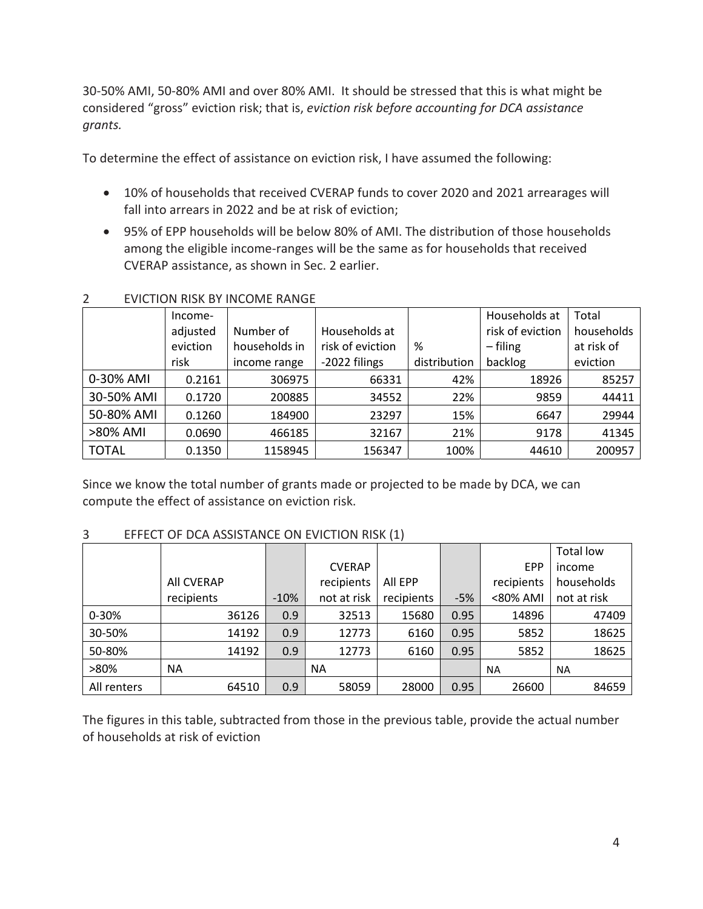30-50% AMI, 50-80% AMI and over 80% AMI. It should be stressed that this is what might be considered "gross" eviction risk; that is, *eviction risk before accounting for DCA assistance grants.*

To determine the effect of assistance on eviction risk, I have assumed the following:

- 10% of households that received CVERAP funds to cover 2020 and 2021 arrearages will fall into arrears in 2022 and be at risk of eviction;
- 95% of EPP households will be below 80% of AMI. The distribution of those households among the eligible income-ranges will be the same as for households that received CVERAP assistance, as shown in Sec. 2 earlier.

## 2 EVICTION RISK BY INCOME RANGE

| | Income-adjusted eviction risk | Number of households in income range | Households at risk of eviction -2022 filings | % distribution | Households at risk of eviction – filing backlog | Total households at risk of eviction |
|---|---|---|---|---|---|---|
| 0-30% AMI | 0.2161 | 306975 | 66331 | 42% | 18926 | 85257 |
| 30-50% AMI | 0.1720 | 200885 | 34552 | 22% | 9859 | 44411 |
| 50-80% AMI | 0.1260 | 184900 | 23297 | 15% | 6647 | 29944 |
| >80% AMI | 0.0690 | 466185 | 32167 | 21% | 9178 | 41345 |
| TOTAL | 0.1350 | 1158945 | 156347 | 100% | 44610 | 200957 |

Since we know the total number of grants made or projected to be made by DCA, we can compute the effect of assistance on eviction risk.

## 3 EFFECT OF DCA ASSISTANCE ON EVICTION RISK (1)

| | All CVERAP recipients | -10% | CVERAP recipients not at risk | All EPP recipients | -5% | EPP recipients <80% AMI | Total low income households not at risk |
|---|---|---|---|---|---|---|---|
| 0-30% | 36126 | 0.9 | 32513 | 15680 | 0.95 | 14896 | 47409 |
| 30-50% | 14192 | 0.9 | 12773 | 6160 | 0.95 | 5852 | 18625 |
| 50-80% | 14192 | 0.9 | 12773 | 6160 | 0.95 | 5852 | 18625 |
| >80% | NA | | NA | | | NA | NA |
| All renters | 64510 | 0.9 | 58059 | 28000 | 0.95 | 26600 | 84659 |

The figures in this table, subtracted from those in the previous table, provide the actual number of households at risk of eviction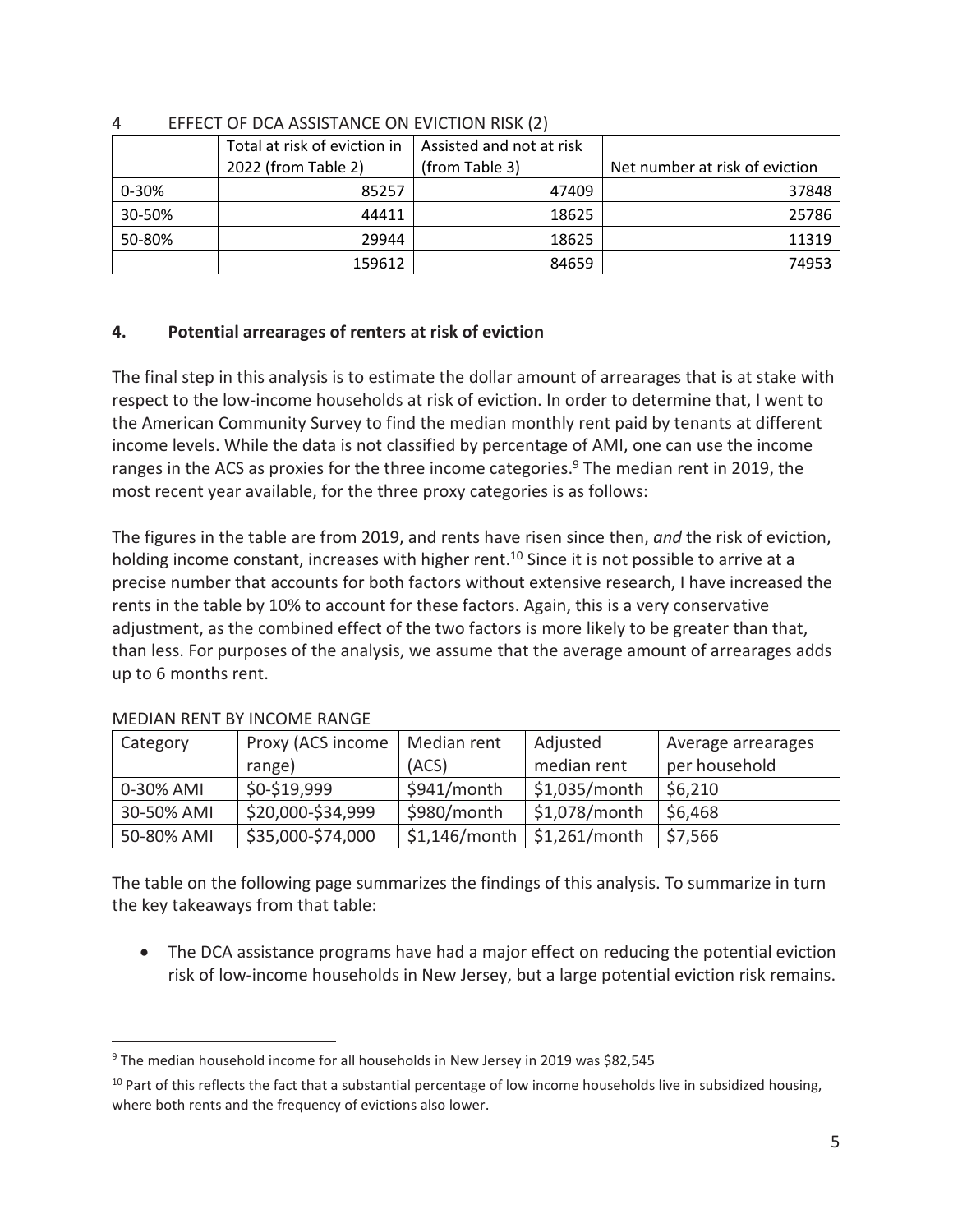4 EFFECT OF DCA ASSISTANCE ON EVICTION RISK (2)

| | Total at risk of eviction in 2022 (from Table 2) | Assisted and not at risk (from Table 3) | Net number at risk of eviction |
|---|---|---|---|
| 0-30% | 85257 | 47409 | 37848 |
| 30-50% | 44411 | 18625 | 25786 |
| 50-80% | 29944 | 18625 | 11319 |
| | 159612 | 84659 | 74953 |

## 4. Potential arrearages of renters at risk of eviction

The final step in this analysis is to estimate the dollar amount of arrearages that is at stake with respect to the low-income households at risk of eviction. In order to determine that, I went to the American Community Survey to find the median monthly rent paid by tenants at different income levels. While the data is not classified by percentage of AMI, one can use the income ranges in the ACS as proxies for the three income categories.[9] The median rent in 2019, the most recent year available, for the three proxy categories is as follows:

The figures in the table are from 2019, and rents have risen since then, *and* the risk of eviction, holding income constant, increases with higher rent.[10] Since it is not possible to arrive at a precise number that accounts for both factors without extensive research, I have increased the rents in the table by 10% to account for these factors. Again, this is a very conservative adjustment, as the combined effect of the two factors is more likely to be greater than that, than less. For purposes of the analysis, we assume that the average amount of arrearages adds up to 6 months rent.

MEDIAN RENT BY INCOME RANGE

| Category | Proxy (ACS income range) | Median rent (ACS) | Adjusted median rent | Average arrearages per household |
|---|---|---|---|---|
| 0-30% AMI | $0-$19,999 | $941/month | $1,035/month | $6,210 |
| 30-50% AMI | $20,000-$34,999 | $980/month | $1,078/month | $6,468 |
| 50-80% AMI | $35,000-$74,000 | $1,146/month | $1,261/month | $7,566 |

The table on the following page summarizes the findings of this analysis. To summarize in turn the key takeaways from that table:

- The DCA assistance programs have had a major effect on reducing the potential eviction risk of low-income households in New Jersey, but a large potential eviction risk remains.

[9] The median household income for all households in New Jersey in 2019 was $82,545

[10] Part of this reflects the fact that a substantial percentage of low income households live in subsidized housing, where both rents and the frequency of evictions also lower.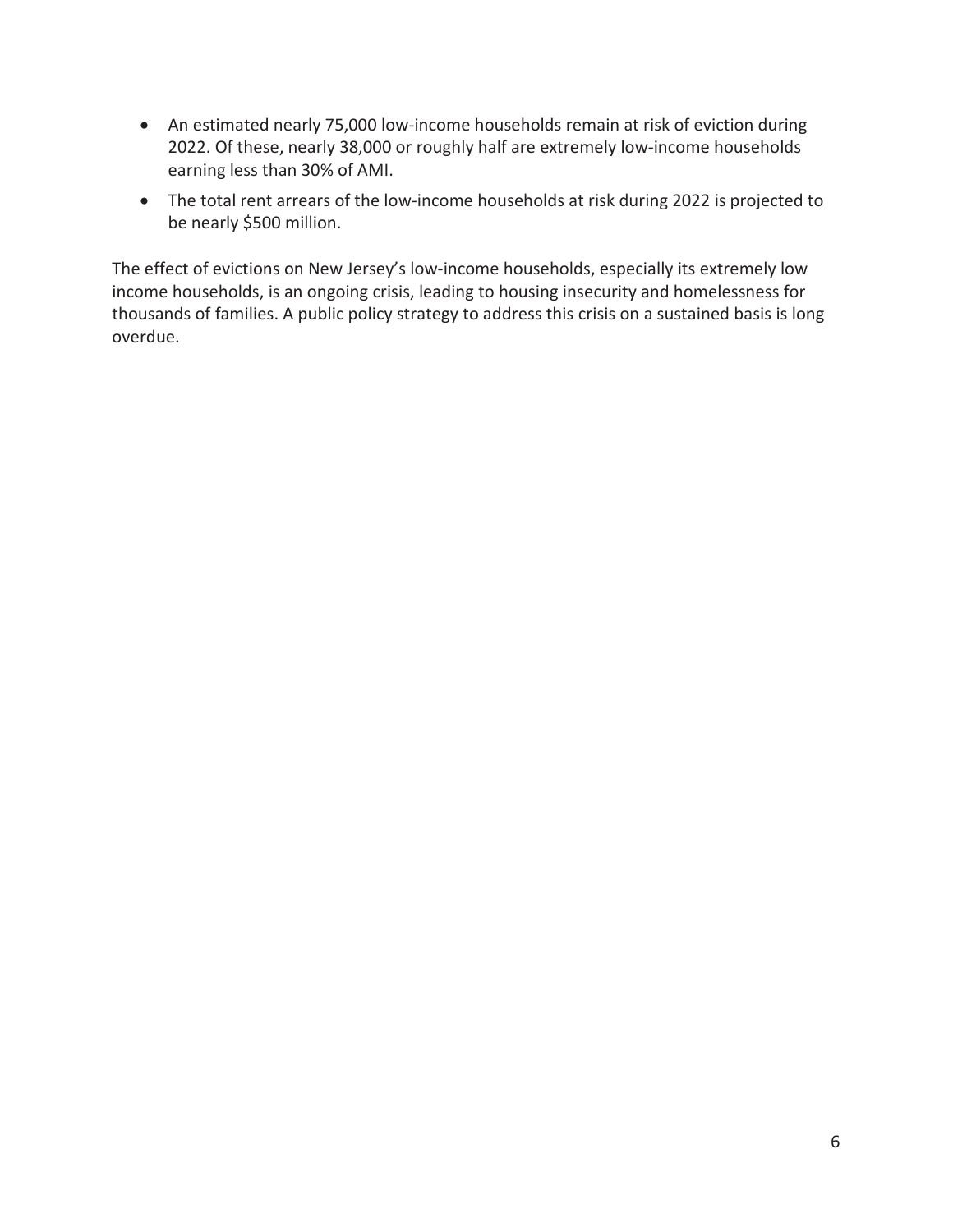- An estimated nearly 75,000 low-income households remain at risk of eviction during 2022. Of these, nearly 38,000 or roughly half are extremely low-income households earning less than 30% of AMI.
- The total rent arrears of the low-income households at risk during 2022 is projected to be nearly $500 million.

The effect of evictions on New Jersey's low-income households, especially its extremely low income households, is an ongoing crisis, leading to housing insecurity and homelessness for thousands of families. A public policy strategy to address this crisis on a sustained basis is long overdue.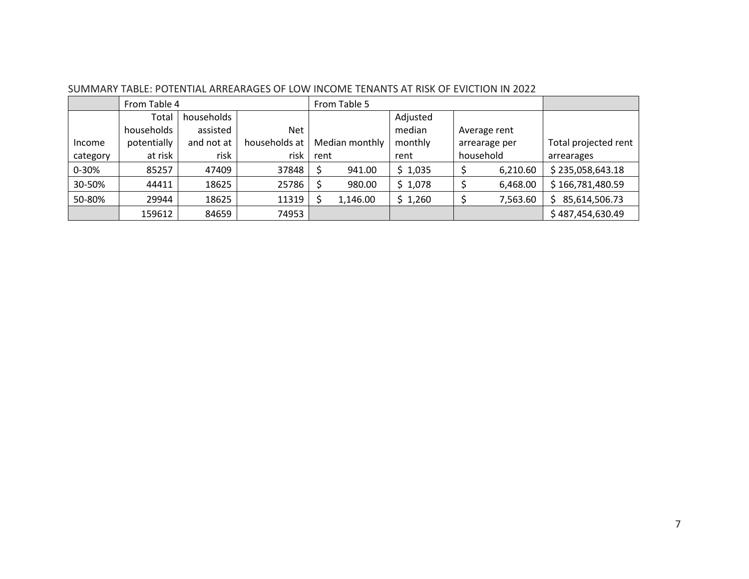SUMMARY TABLE: POTENTIAL ARREARAGES OF LOW INCOME TENANTS AT RISK OF EVICTION IN 2022

| | From Table 4 | | | From Table 5 | | | |
|---|---|---|---|---|---|---|---|
| Income category | Total households potentially at risk | households assisted and not at risk | Net households at risk | Median monthly rent | Adjusted median monthly rent | Average rent arrearage per household | Total projected rent arrearages |
| 0-30% | 85257 | 47409 | 37848 | $ 941.00 | $ 1,035 | $ 6,210.60 | $ 235,058,643.18 |
| 30-50% | 44411 | 18625 | 25786 | $ 980.00 | $ 1,078 | $ 6,468.00 | $ 166,781,480.59 |
| 50-80% | 29944 | 18625 | 11319 | $ 1,146.00 | $ 1,260 | $ 7,563.60 | $ 85,614,506.73 |
| | 159612 | 84659 | 74953 | | | | $ 487,454,630.49 |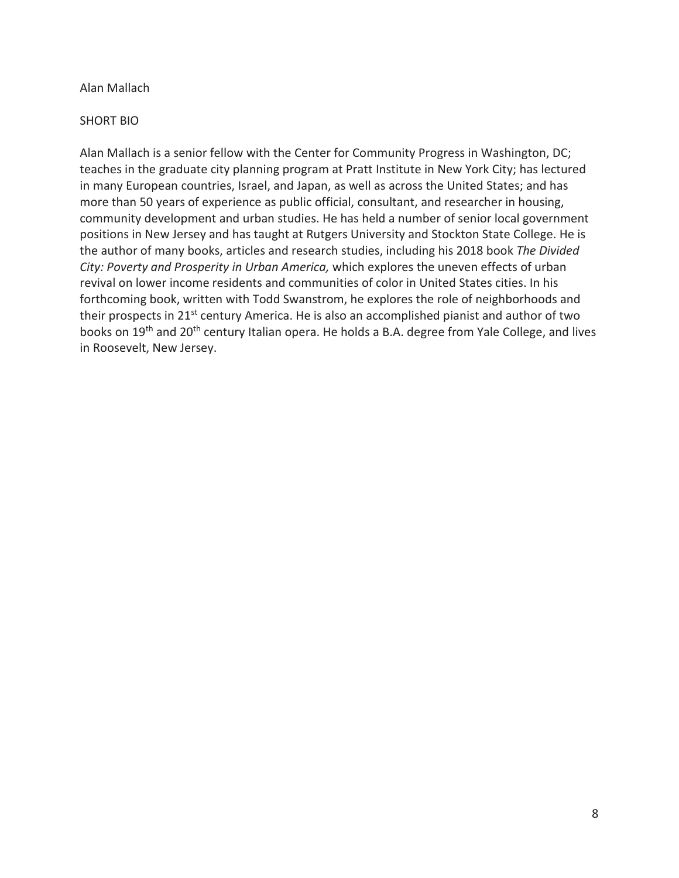Alan Mallach

SHORT BIO

Alan Mallach is a senior fellow with the Center for Community Progress in Washington, DC; teaches in the graduate city planning program at Pratt Institute in New York City; has lectured in many European countries, Israel, and Japan, as well as across the United States; and has more than 50 years of experience as public official, consultant, and researcher in housing, community development and urban studies. He has held a number of senior local government positions in New Jersey and has taught at Rutgers University and Stockton State College. He is the author of many books, articles and research studies, including his 2018 book *The Divided City: Poverty and Prosperity in Urban America,* which explores the uneven effects of urban revival on lower income residents and communities of color in United States cities. In his forthcoming book, written with Todd Swanstrom, he explores the role of neighborhoods and their prospects in 21st century America. He is also an accomplished pianist and author of two books on 19th and 20th century Italian opera. He holds a B.A. degree from Yale College, and lives in Roosevelt, New Jersey.